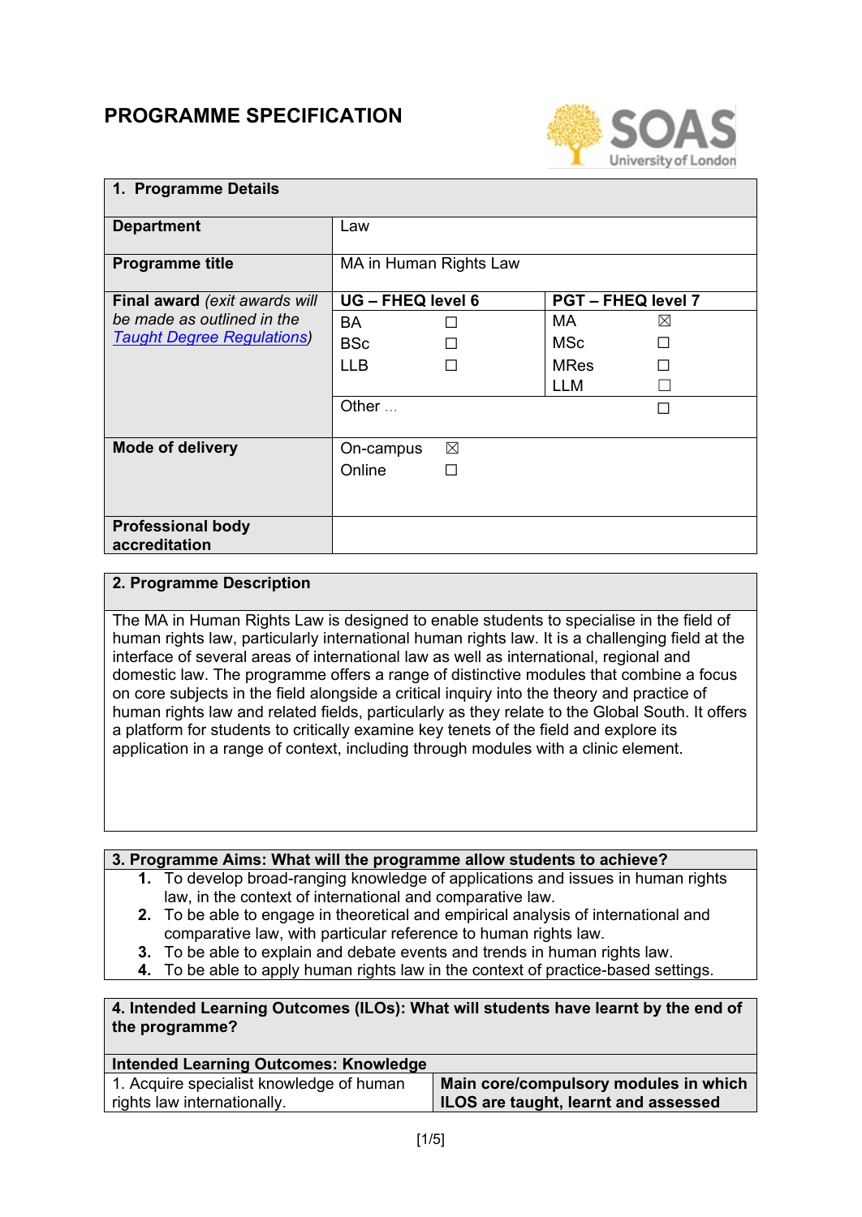# PROGRAMME SPECIFICATION

| 1. Programme Details | | | | |
|---|---|---|---|---|
| **Department** | Law | | | |
| **Programme title** | MA in Human Rights Law | | | |
| **Final award** *(exit awards will be made as outlined in the [Taught Degree Regulations](Taught Degree Regulations))* | **UG – FHEQ level 6** | | **PGT – FHEQ level 7** | |
| | BA | ☐ | MA | ☒ |
| | BSc | ☐ | MSc | ☐ |
| | LLB | ☐ | MRes | ☐ |
| | | | LLM | ☐ |
| | Other ... | | | ☐ |
| **Mode of delivery** | On-campus | ☒ | | |
| | Online | ☐ | | |
| **Professional body accreditation** | | | | |

## 2. Programme Description

The MA in Human Rights Law is designed to enable students to specialise in the field of human rights law, particularly international human rights law. It is a challenging field at the interface of several areas of international law as well as international, regional and domestic law. The programme offers a range of distinctive modules that combine a focus on core subjects in the field alongside a critical inquiry into the theory and practice of human rights law and related fields, particularly as they relate to the Global South. It offers a platform for students to critically examine key tenets of the field and explore its application in a range of context, including through modules with a clinic element.

## 3. Programme Aims: What will the programme allow students to achieve?

1. To develop broad-ranging knowledge of applications and issues in human rights law, in the context of international and comparative law.
2. To be able to engage in theoretical and empirical analysis of international and comparative law, with particular reference to human rights law.
3. To be able to explain and debate events and trends in human rights law.
4. To be able to apply human rights law in the context of practice-based settings.

## 4. Intended Learning Outcomes (ILOs): What will students have learnt by the end of the programme?

| **Intended Learning Outcomes: Knowledge** | |
|---|---|
| 1. Acquire specialist knowledge of human rights law internationally. | **Main core/compulsory modules in which ILOS are taught, learnt and assessed** |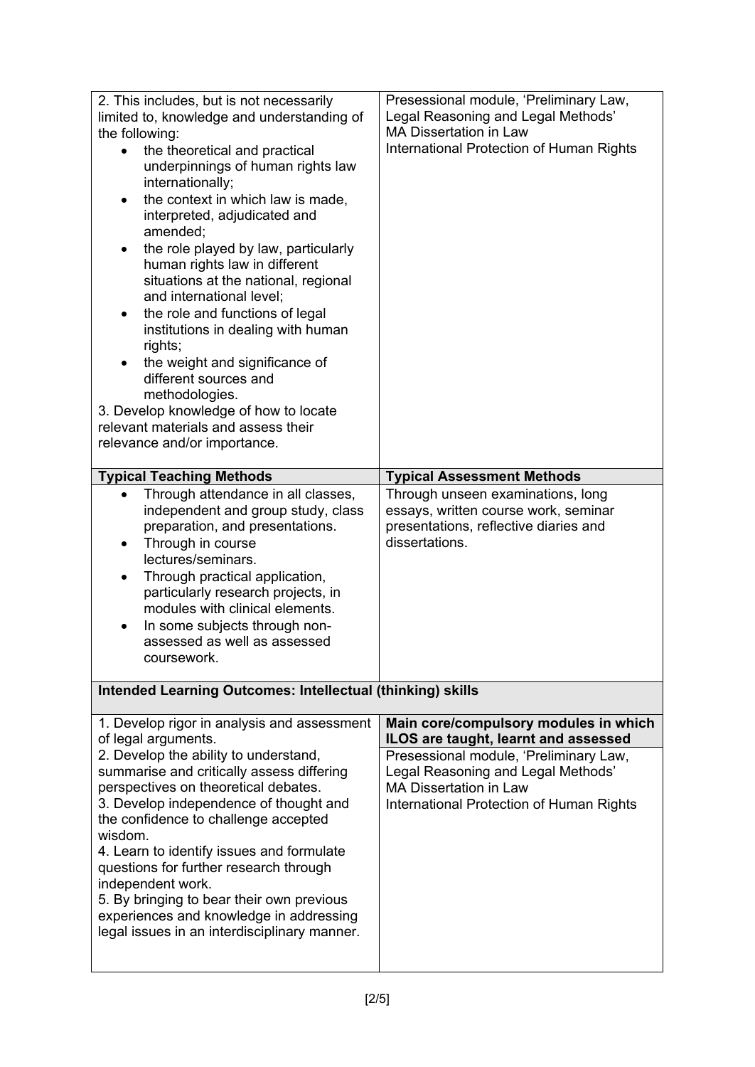| | |
|---|---|
| 2. This includes, but is not necessarily limited to, knowledge and understanding of the following:<br>• the theoretical and practical underpinnings of human rights law internationally;<br>• the context in which law is made, interpreted, adjudicated and amended;<br>• the role played by law, particularly human rights law in different situations at the national, regional and international level;<br>• the role and functions of legal institutions in dealing with human rights;<br>• the weight and significance of different sources and methodologies.<br>3. Develop knowledge of how to locate relevant materials and assess their relevance and/or importance. | Presessional module, 'Preliminary Law, Legal Reasoning and Legal Methods'<br>MA Dissertation in Law<br>International Protection of Human Rights |
| **Typical Teaching Methods** | **Typical Assessment Methods** |
| • Through attendance in all classes, independent and group study, class preparation, and presentations.<br>• Through in course lectures/seminars.<br>• Through practical application, particularly research projects, in modules with clinical elements.<br>• In some subjects through non-assessed as well as assessed coursework. | Through unseen examinations, long essays, written course work, seminar presentations, reflective diaries and dissertations. |
| **Intended Learning Outcomes: Intellectual (thinking) skills** | |
| 1. Develop rigor in analysis and assessment of legal arguments.<br>2. Develop the ability to understand, summarise and critically assess differing perspectives on theoretical debates.<br>3. Develop independence of thought and the confidence to challenge accepted wisdom.<br>4. Learn to identify issues and formulate questions for further research through independent work.<br>5. By bringing to bear their own previous experiences and knowledge in addressing legal issues in an interdisciplinary manner. | **Main core/compulsory modules in which ILOS are taught, learnt and assessed**<br>Presessional module, 'Preliminary Law, Legal Reasoning and Legal Methods'<br>MA Dissertation in Law<br>International Protection of Human Rights |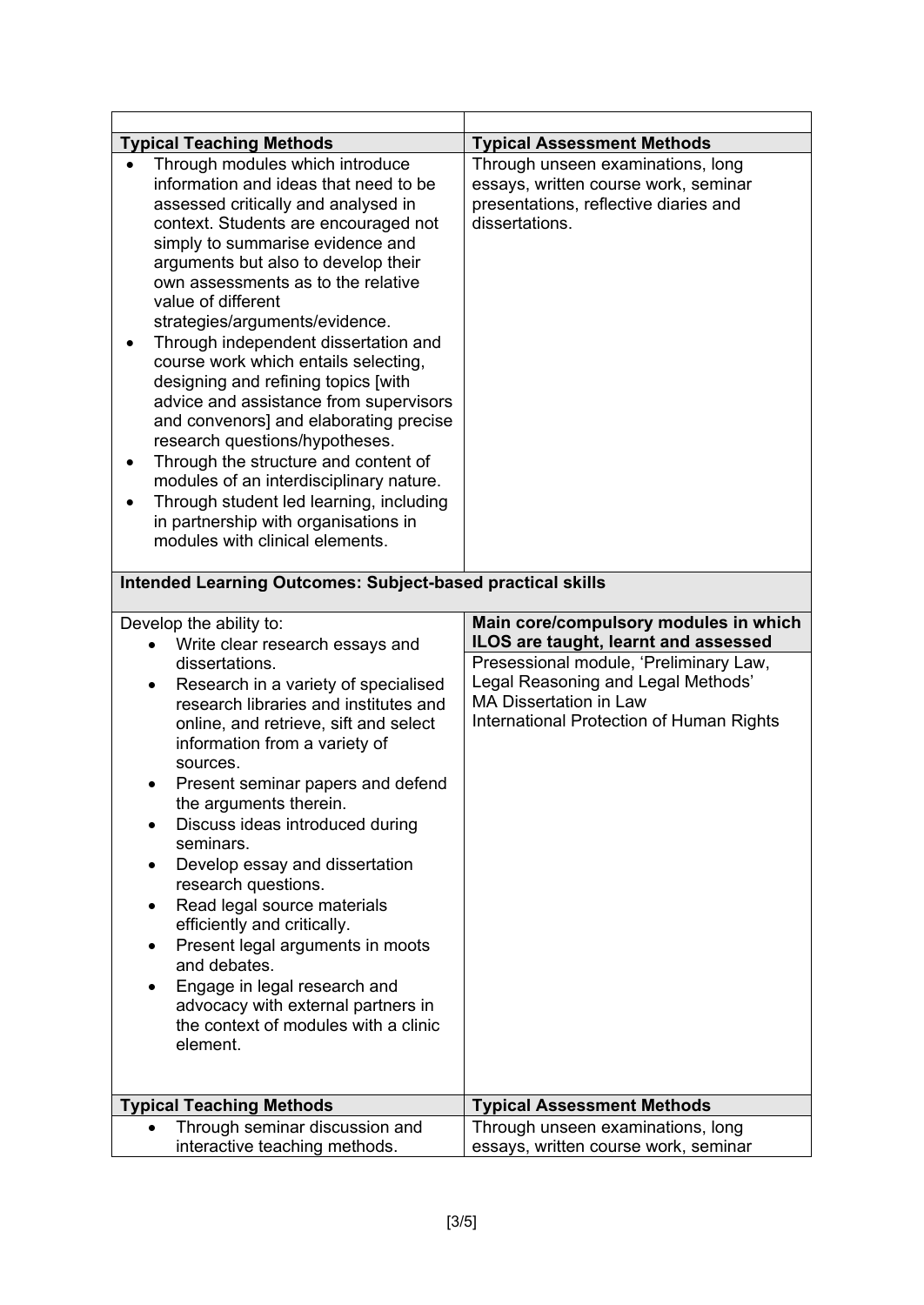| | |
|---|---|
| **Typical Teaching Methods** | **Typical Assessment Methods** |
| • Through modules which introduce information and ideas that need to be assessed critically and analysed in context. Students are encouraged not simply to summarise evidence and arguments but also to develop their own assessments as to the relative value of different strategies/arguments/evidence.<br>• Through independent dissertation and course work which entails selecting, designing and refining topics [with advice and assistance from supervisors and convenors] and elaborating precise research questions/hypotheses.<br>• Through the structure and content of modules of an interdisciplinary nature.<br>• Through student led learning, including in partnership with organisations in modules with clinical elements. | Through unseen examinations, long essays, written course work, seminar presentations, reflective diaries and dissertations. |
| **Intended Learning Outcomes: Subject-based practical skills** | |
| Develop the ability to:<br>• Write clear research essays and dissertations.<br>• Research in a variety of specialised research libraries and institutes and online, and retrieve, sift and select information from a variety of sources.<br>• Present seminar papers and defend the arguments therein.<br>• Discuss ideas introduced during seminars.<br>• Develop essay and dissertation research questions.<br>• Read legal source materials efficiently and critically.<br>• Present legal arguments in moots and debates.<br>• Engage in legal research and advocacy with external partners in the context of modules with a clinic element. | **Main core/compulsory modules in which ILOS are taught, learnt and assessed**<br>Presessional module, 'Preliminary Law, Legal Reasoning and Legal Methods'<br>MA Dissertation in Law<br>International Protection of Human Rights |
| **Typical Teaching Methods** | **Typical Assessment Methods** |
| • Through seminar discussion and interactive teaching methods. | Through unseen examinations, long essays, written course work, seminar |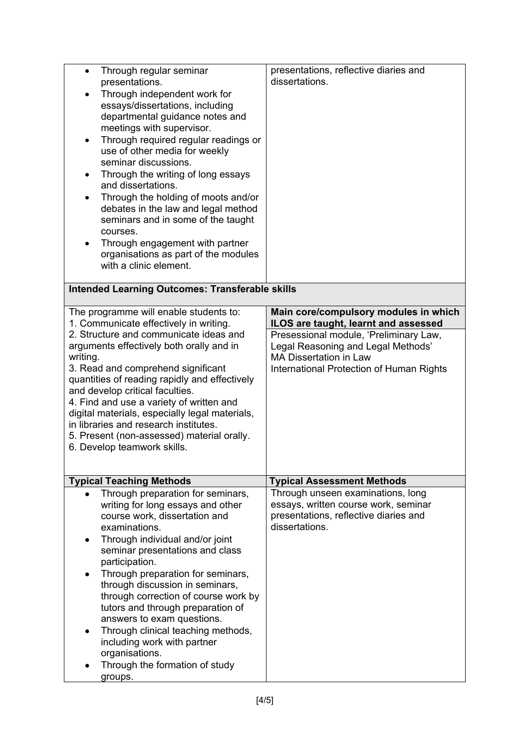| | |
|---|---|
| • Through regular seminar presentations.<br>• Through independent work for essays/dissertations, including departmental guidance notes and meetings with supervisor.<br>• Through required regular readings or use of other media for weekly seminar discussions.<br>• Through the writing of long essays and dissertations.<br>• Through the holding of moots and/or debates in the law and legal method seminars and in some of the taught courses.<br>• Through engagement with partner organisations as part of the modules with a clinic element. | presentations, reflective diaries and dissertations. |

| **Intended Learning Outcomes: Transferable skills** | |
|---|---|
| The programme will enable students to:<br>1. Communicate effectively in writing.<br>2. Structure and communicate ideas and arguments effectively both orally and in writing.<br>3. Read and comprehend significant quantities of reading rapidly and effectively and develop critical faculties.<br>4. Find and use a variety of written and digital materials, especially legal materials, in libraries and research institutes.<br>5. Present (non-assessed) material orally.<br>6. Develop teamwork skills. | **Main core/compulsory modules in which ILOS are taught, learnt and assessed**<br>Presessional module, 'Preliminary Law, Legal Reasoning and Legal Methods'<br>MA Dissertation in Law<br>International Protection of Human Rights |
| **Typical Teaching Methods** | **Typical Assessment Methods** |
| • Through preparation for seminars, writing for long essays and other course work, dissertation and examinations.<br>• Through individual and/or joint seminar presentations and class participation.<br>• Through preparation for seminars, through discussion in seminars, through correction of course work by tutors and through preparation of answers to exam questions.<br>• Through clinical teaching methods, including work with partner organisations.<br>• Through the formation of study groups. | Through unseen examinations, long essays, written course work, seminar presentations, reflective diaries and dissertations. |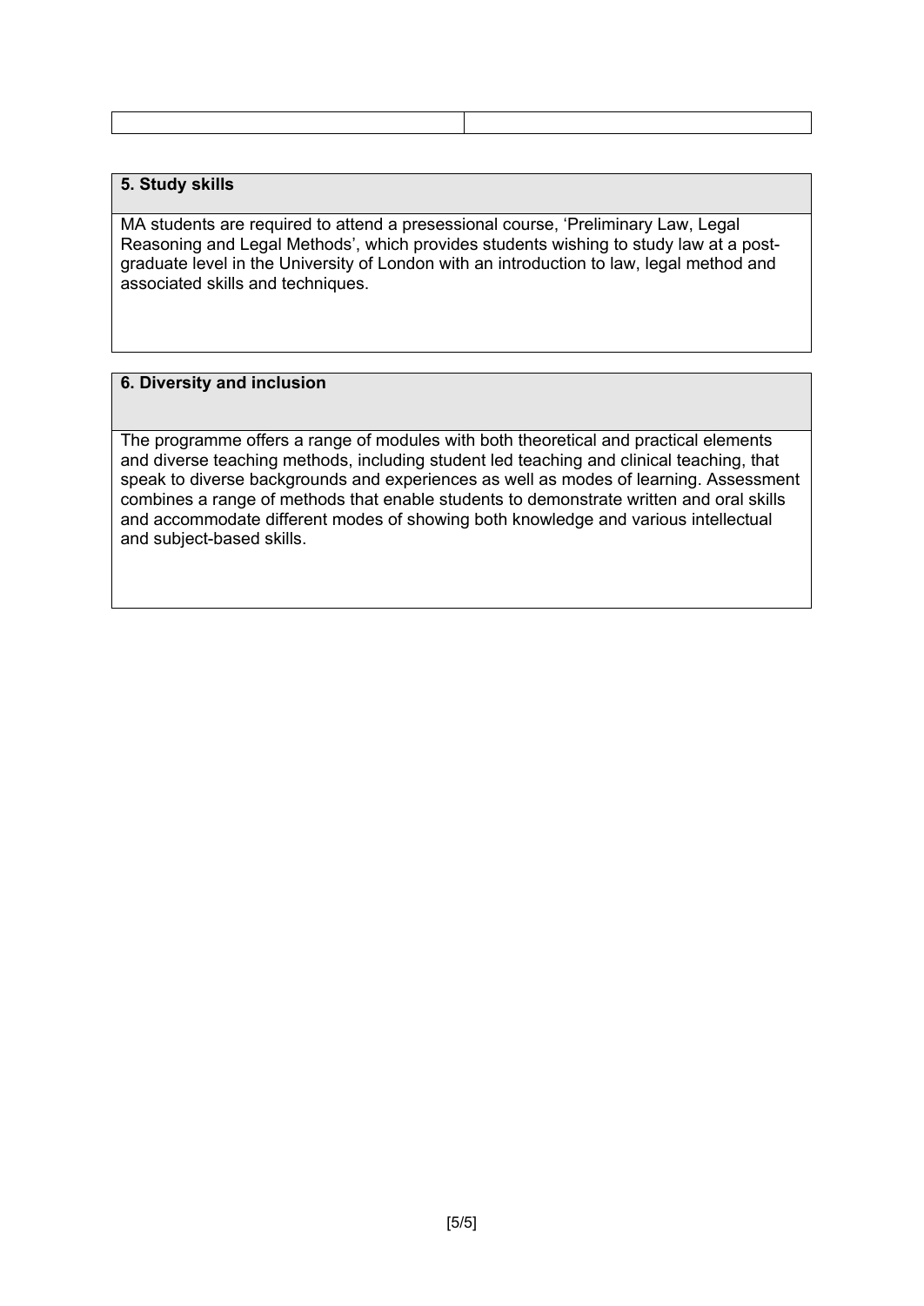|  |  |
|---|---|

## 5. Study skills

MA students are required to attend a presessional course, 'Preliminary Law, Legal Reasoning and Legal Methods', which provides students wishing to study law at a post-graduate level in the University of London with an introduction to law, legal method and associated skills and techniques.

## 6. Diversity and inclusion

The programme offers a range of modules with both theoretical and practical elements and diverse teaching methods, including student led teaching and clinical teaching, that speak to diverse backgrounds and experiences as well as modes of learning. Assessment combines a range of methods that enable students to demonstrate written and oral skills and accommodate different modes of showing both knowledge and various intellectual and subject-based skills.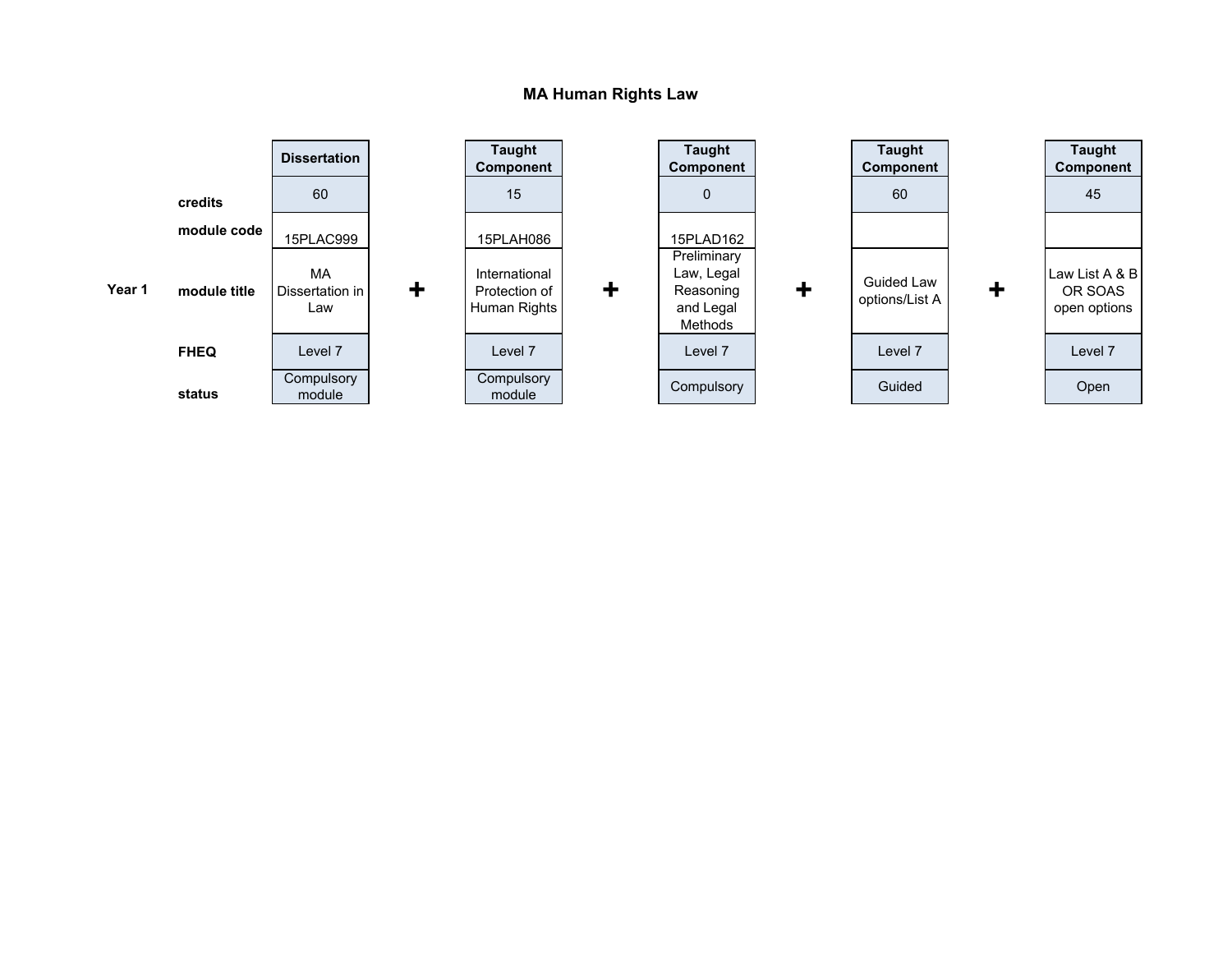# MA Human Rights Law

| | | Dissertation | | Taught Component | | Taught Component | | Taught Component | | Taught Component |
|---|---|---|---|---|---|---|---|---|---|---|
| | credits | 60 | | 15 | | 0 | | 60 | | 45 |
| | module code | 15PLAC999 | | 15PLAH086 | | 15PLAD162 | | | | |
| Year 1 | module title | MA Dissertation in Law | + | International Protection of Human Rights | + | Preliminary Law, Legal Reasoning and Legal Methods | + | Guided Law options/List A | + | Law List A & B OR SOAS open options |
| | FHEQ | Level 7 | | Level 7 | | Level 7 | | Level 7 | | Level 7 |
| | status | Compulsory module | | Compulsory module | | Compulsory | | Guided | | Open |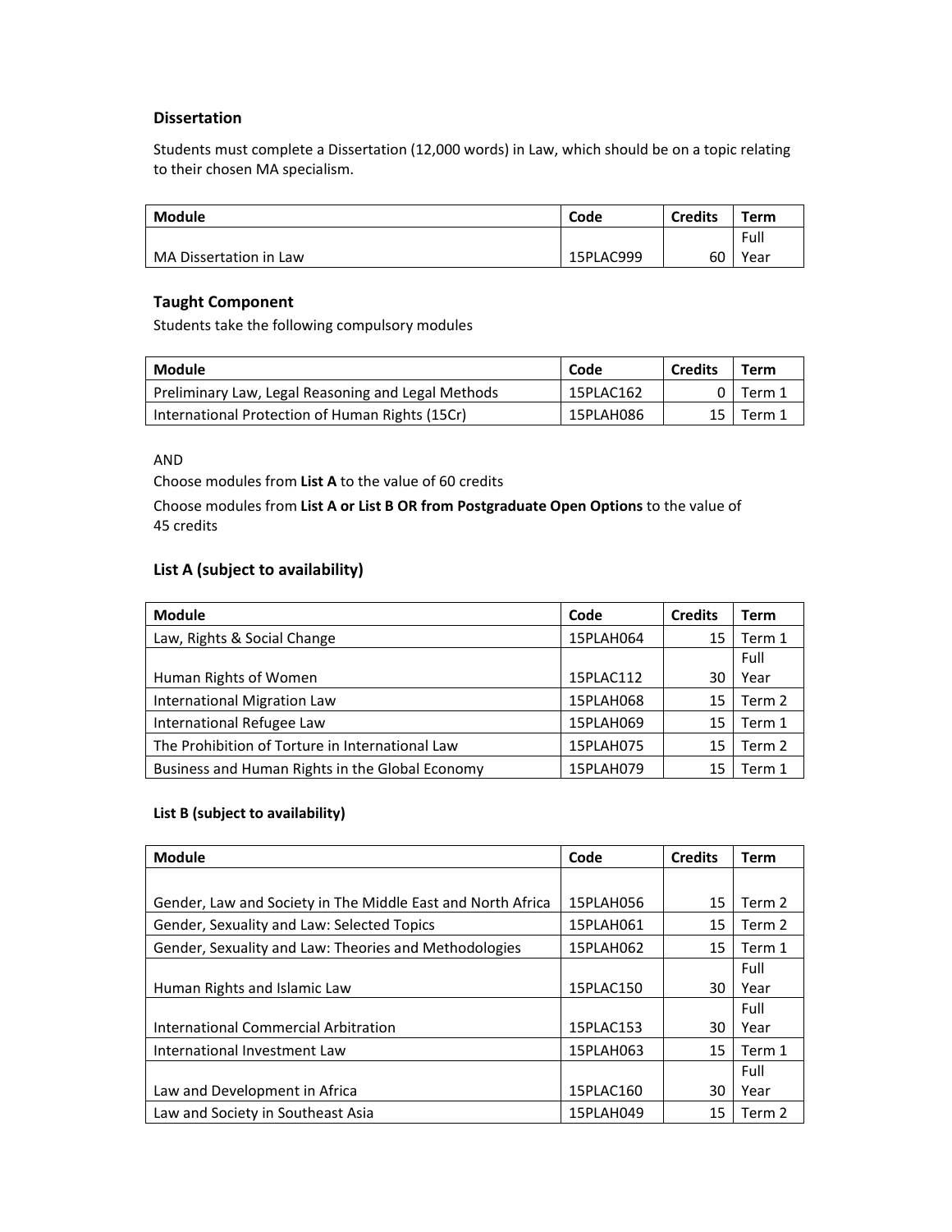### Dissertation

Students must complete a Dissertation (12,000 words) in Law, which should be on a topic relating to their chosen MA specialism.

| Module | Code | Credits | Term |
|---|---|---|---|
| MA Dissertation in Law | 15PLAC999 | 60 | Full Year |

### Taught Component

Students take the following compulsory modules

| Module | Code | Credits | Term |
|---|---|---|---|
| Preliminary Law, Legal Reasoning and Legal Methods | 15PLAC162 | 0 | Term 1 |
| International Protection of Human Rights (15Cr) | 15PLAH086 | 15 | Term 1 |

AND

Choose modules from **List A** to the value of 60 credits

Choose modules from **List A or List B OR from Postgraduate Open Options** to the value of 45 credits

### List A (subject to availability)

| Module | Code | Credits | Term |
|---|---|---|---|
| Law, Rights & Social Change | 15PLAH064 | 15 | Term 1 |
| Human Rights of Women | 15PLAC112 | 30 | Full Year |
| International Migration Law | 15PLAH068 | 15 | Term 2 |
| International Refugee Law | 15PLAH069 | 15 | Term 1 |
| The Prohibition of Torture in International Law | 15PLAH075 | 15 | Term 2 |
| Business and Human Rights in the Global Economy | 15PLAH079 | 15 | Term 1 |

#### List B (subject to availability)

| Module | Code | Credits | Term |
|---|---|---|---|
| Gender, Law and Society in The Middle East and North Africa | 15PLAH056 | 15 | Term 2 |
| Gender, Sexuality and Law: Selected Topics | 15PLAH061 | 15 | Term 2 |
| Gender, Sexuality and Law: Theories and Methodologies | 15PLAH062 | 15 | Term 1 |
| Human Rights and Islamic Law | 15PLAC150 | 30 | Full Year |
| International Commercial Arbitration | 15PLAC153 | 30 | Full Year |
| International Investment Law | 15PLAH063 | 15 | Term 1 |
| Law and Development in Africa | 15PLAC160 | 30 | Full Year |
| Law and Society in Southeast Asia | 15PLAH049 | 15 | Term 2 |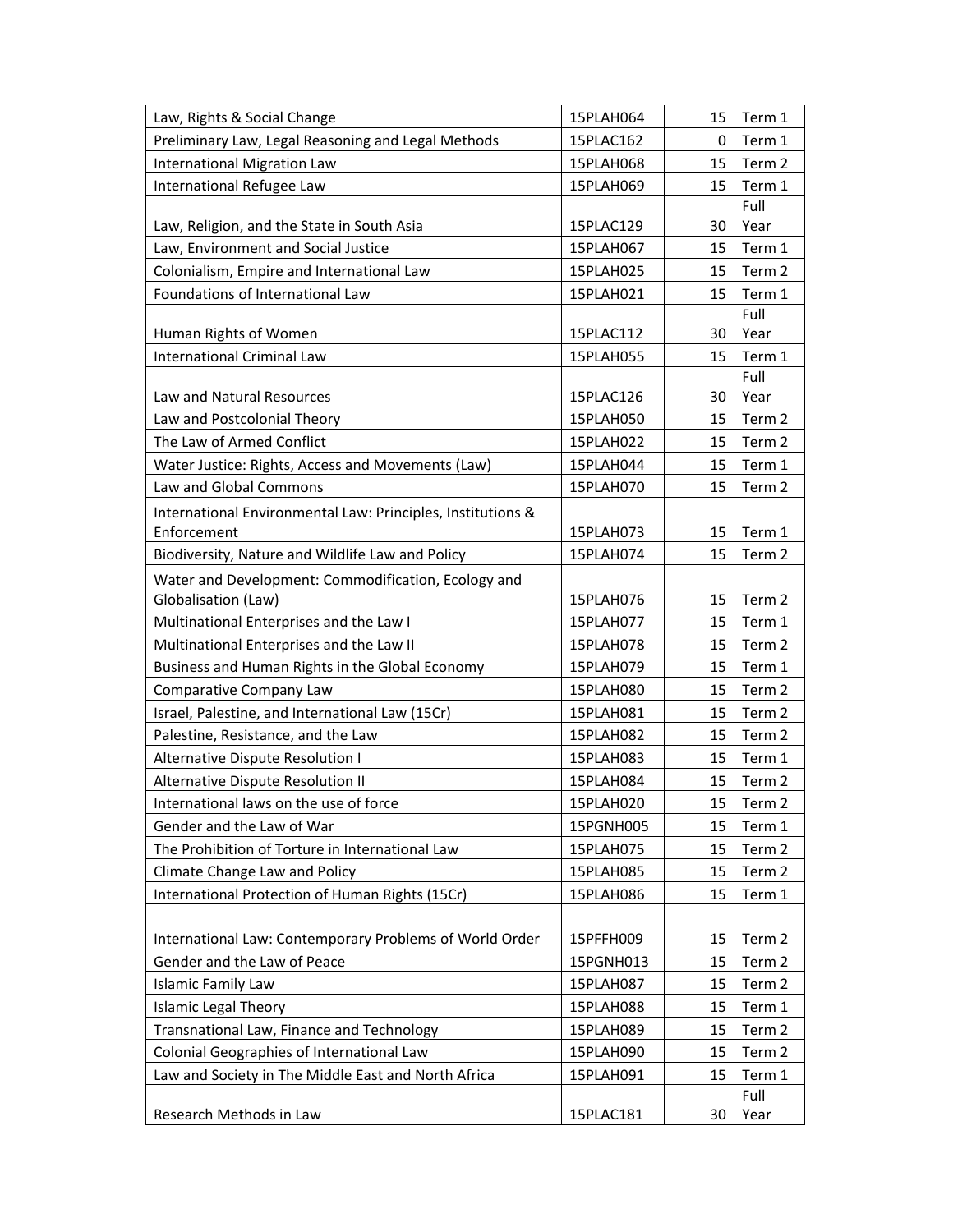| Law, Rights & Social Change | 15PLAH064 | 15 | Term 1 |
|---|---|---|---|
| Preliminary Law, Legal Reasoning and Legal Methods | 15PLAC162 | 0 | Term 1 |
| International Migration Law | 15PLAH068 | 15 | Term 2 |
| International Refugee Law | 15PLAH069 | 15 | Term 1 |
| Law, Religion, and the State in South Asia | 15PLAC129 | 30 | Full Year |
| Law, Environment and Social Justice | 15PLAH067 | 15 | Term 1 |
| Colonialism, Empire and International Law | 15PLAH025 | 15 | Term 2 |
| Foundations of International Law | 15PLAH021 | 15 | Term 1 |
| Human Rights of Women | 15PLAC112 | 30 | Full Year |
| International Criminal Law | 15PLAH055 | 15 | Term 1 |
| Law and Natural Resources | 15PLAC126 | 30 | Full Year |
| Law and Postcolonial Theory | 15PLAH050 | 15 | Term 2 |
| The Law of Armed Conflict | 15PLAH022 | 15 | Term 2 |
| Water Justice: Rights, Access and Movements (Law) | 15PLAH044 | 15 | Term 1 |
| Law and Global Commons | 15PLAH070 | 15 | Term 2 |
| International Environmental Law: Principles, Institutions & Enforcement | 15PLAH073 | 15 | Term 1 |
| Biodiversity, Nature and Wildlife Law and Policy | 15PLAH074 | 15 | Term 2 |
| Water and Development: Commodification, Ecology and Globalisation (Law) | 15PLAH076 | 15 | Term 2 |
| Multinational Enterprises and the Law I | 15PLAH077 | 15 | Term 1 |
| Multinational Enterprises and the Law II | 15PLAH078 | 15 | Term 2 |
| Business and Human Rights in the Global Economy | 15PLAH079 | 15 | Term 1 |
| Comparative Company Law | 15PLAH080 | 15 | Term 2 |
| Israel, Palestine, and International Law (15Cr) | 15PLAH081 | 15 | Term 2 |
| Palestine, Resistance, and the Law | 15PLAH082 | 15 | Term 2 |
| Alternative Dispute Resolution I | 15PLAH083 | 15 | Term 1 |
| Alternative Dispute Resolution II | 15PLAH084 | 15 | Term 2 |
| International laws on the use of force | 15PLAH020 | 15 | Term 2 |
| Gender and the Law of War | 15PGNH005 | 15 | Term 1 |
| The Prohibition of Torture in International Law | 15PLAH075 | 15 | Term 2 |
| Climate Change Law and Policy | 15PLAH085 | 15 | Term 2 |
| International Protection of Human Rights (15Cr) | 15PLAH086 | 15 | Term 1 |
| International Law: Contemporary Problems of World Order | 15PFFH009 | 15 | Term 2 |
| Gender and the Law of Peace | 15PGNH013 | 15 | Term 2 |
| Islamic Family Law | 15PLAH087 | 15 | Term 2 |
| Islamic Legal Theory | 15PLAH088 | 15 | Term 1 |
| Transnational Law, Finance and Technology | 15PLAH089 | 15 | Term 2 |
| Colonial Geographies of International Law | 15PLAH090 | 15 | Term 2 |
| Law and Society in The Middle East and North Africa | 15PLAH091 | 15 | Term 1 |
| Research Methods in Law | 15PLAC181 | 30 | Full Year |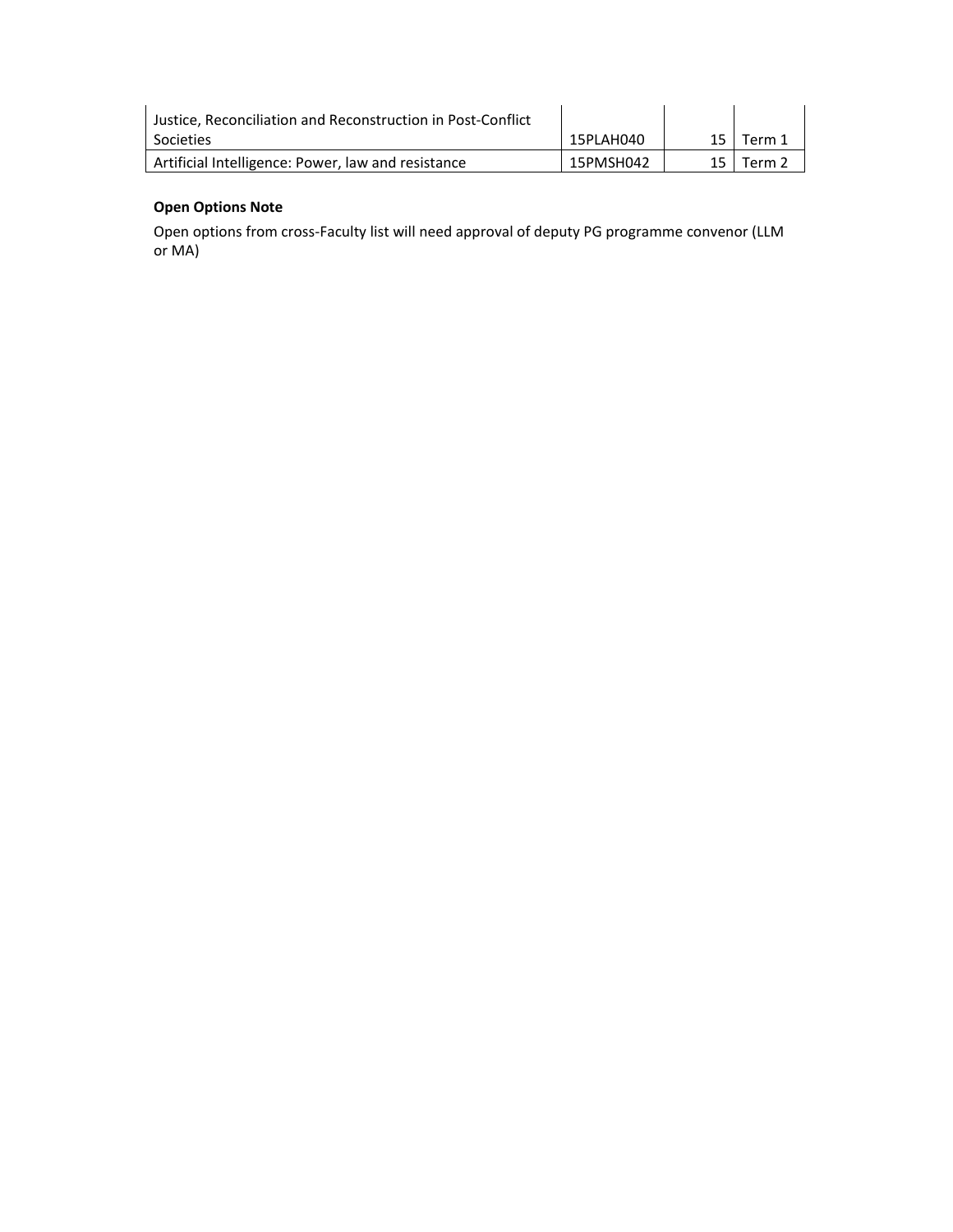| | | | |
|---|---|---|---|
| Justice, Reconciliation and Reconstruction in Post-Conflict Societies | 15PLAH040 | 15 | Term 1 |
| Artificial Intelligence: Power, law and resistance | 15PMSH042 | 15 | Term 2 |

**Open Options Note**

Open options from cross-Faculty list will need approval of deputy PG programme convenor (LLM or MA)